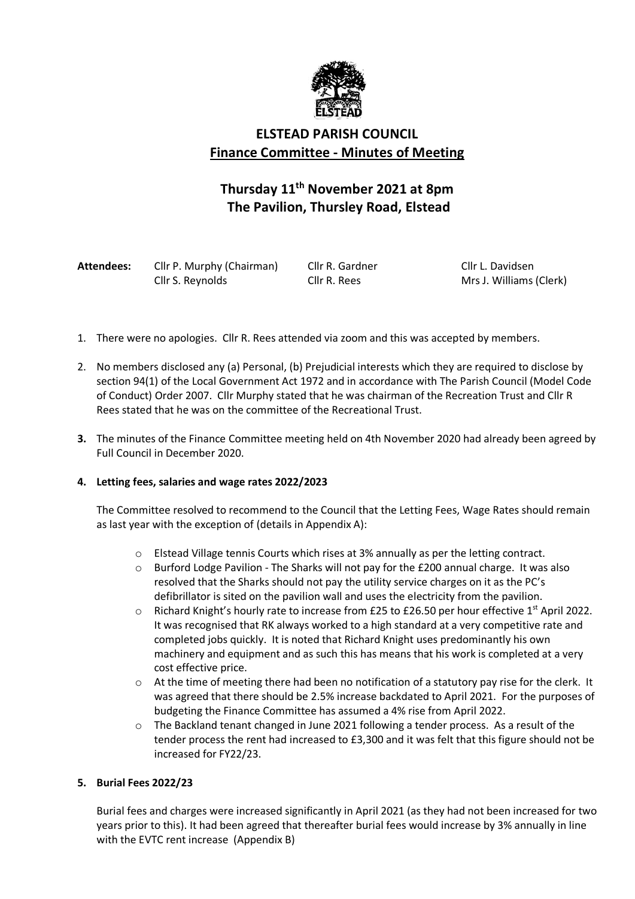# ELSTEAD PARISH COUNCIL

## Finance Committee - Minutes of Meeting

### Thursday 11th November 2021 at 8pm
### The Pavilion, Thursley Road, Elstead

**Attendees:** Cllr P. Murphy (Chairman), Cllr R. Gardner, Cllr L. Davidsen, Cllr S. Reynolds, Cllr R. Rees, Mrs J. Williams (Clerk)

1. There were no apologies. Cllr R. Rees attended via zoom and this was accepted by members.

2. No members disclosed any (a) Personal, (b) Prejudicial interests which they are required to disclose by section 94(1) of the Local Government Act 1972 and in accordance with The Parish Council (Model Code of Conduct) Order 2007. Cllr Murphy stated that he was chairman of the Recreation Trust and Cllr R Rees stated that he was on the committee of the Recreational Trust.

3. The minutes of the Finance Committee meeting held on 4th November 2020 had already been agreed by Full Council in December 2020.

4. **Letting fees, salaries and wage rates 2022/2023**

   The Committee resolved to recommend to the Council that the Letting Fees, Wage Rates should remain as last year with the exception of (details in Appendix A):

   - Elstead Village tennis Courts which rises at 3% annually as per the letting contract.
   - Burford Lodge Pavilion - The Sharks will not pay for the £200 annual charge. It was also resolved that the Sharks should not pay the utility service charges on it as the PC's defibrillator is sited on the pavilion wall and uses the electricity from the pavilion.
   - Richard Knight's hourly rate to increase from £25 to £26.50 per hour effective 1st April 2022. It was recognised that RK always worked to a high standard at a very competitive rate and completed jobs quickly. It is noted that Richard Knight uses predominantly his own machinery and equipment and as such this has means that his work is completed at a very cost effective price.
   - At the time of meeting there had been no notification of a statutory pay rise for the clerk. It was agreed that there should be 2.5% increase backdated to April 2021. For the purposes of budgeting the Finance Committee has assumed a 4% rise from April 2022.
   - The Backland tenant changed in June 2021 following a tender process. As a result of the tender process the rent had increased to £3,300 and it was felt that this figure should not be increased for FY22/23.

5. **Burial Fees 2022/23**

   Burial fees and charges were increased significantly in April 2021 (as they had not been increased for two years prior to this). It had been agreed that thereafter burial fees would increase by 3% annually in line with the EVTC rent increase (Appendix B)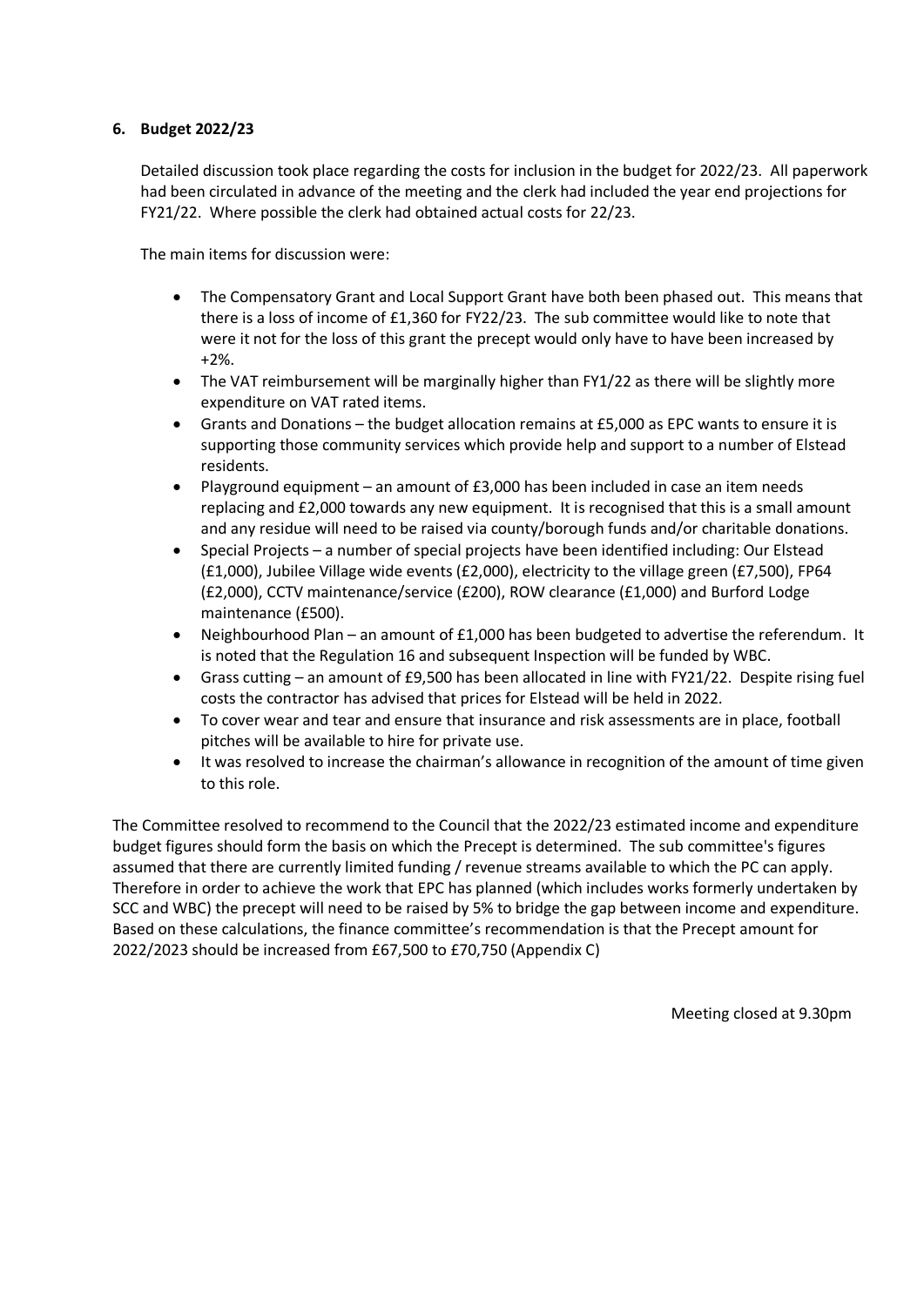**6. Budget 2022/23**

Detailed discussion took place regarding the costs for inclusion in the budget for 2022/23. All paperwork had been circulated in advance of the meeting and the clerk had included the year end projections for FY21/22. Where possible the clerk had obtained actual costs for 22/23.

The main items for discussion were:

- The Compensatory Grant and Local Support Grant have both been phased out. This means that there is a loss of income of £1,360 for FY22/23. The sub committee would like to note that were it not for the loss of this grant the precept would only have to have been increased by +2%.
- The VAT reimbursement will be marginally higher than FY1/22 as there will be slightly more expenditure on VAT rated items.
- Grants and Donations – the budget allocation remains at £5,000 as EPC wants to ensure it is supporting those community services which provide help and support to a number of Elstead residents.
- Playground equipment – an amount of £3,000 has been included in case an item needs replacing and £2,000 towards any new equipment. It is recognised that this is a small amount and any residue will need to be raised via county/borough funds and/or charitable donations.
- Special Projects – a number of special projects have been identified including: Our Elstead (£1,000), Jubilee Village wide events (£2,000), electricity to the village green (£7,500), FP64 (£2,000), CCTV maintenance/service (£200), ROW clearance (£1,000) and Burford Lodge maintenance (£500).
- Neighbourhood Plan – an amount of £1,000 has been budgeted to advertise the referendum. It is noted that the Regulation 16 and subsequent Inspection will be funded by WBC.
- Grass cutting – an amount of £9,500 has been allocated in line with FY21/22. Despite rising fuel costs the contractor has advised that prices for Elstead will be held in 2022.
- To cover wear and tear and ensure that insurance and risk assessments are in place, football pitches will be available to hire for private use.
- It was resolved to increase the chairman's allowance in recognition of the amount of time given to this role.

The Committee resolved to recommend to the Council that the 2022/23 estimated income and expenditure budget figures should form the basis on which the Precept is determined. The sub committee's figures assumed that there are currently limited funding / revenue streams available to which the PC can apply. Therefore in order to achieve the work that EPC has planned (which includes works formerly undertaken by SCC and WBC) the precept will need to be raised by 5% to bridge the gap between income and expenditure. Based on these calculations, the finance committee's recommendation is that the Precept amount for 2022/2023 should be increased from £67,500 to £70,750 (Appendix C)

Meeting closed at 9.30pm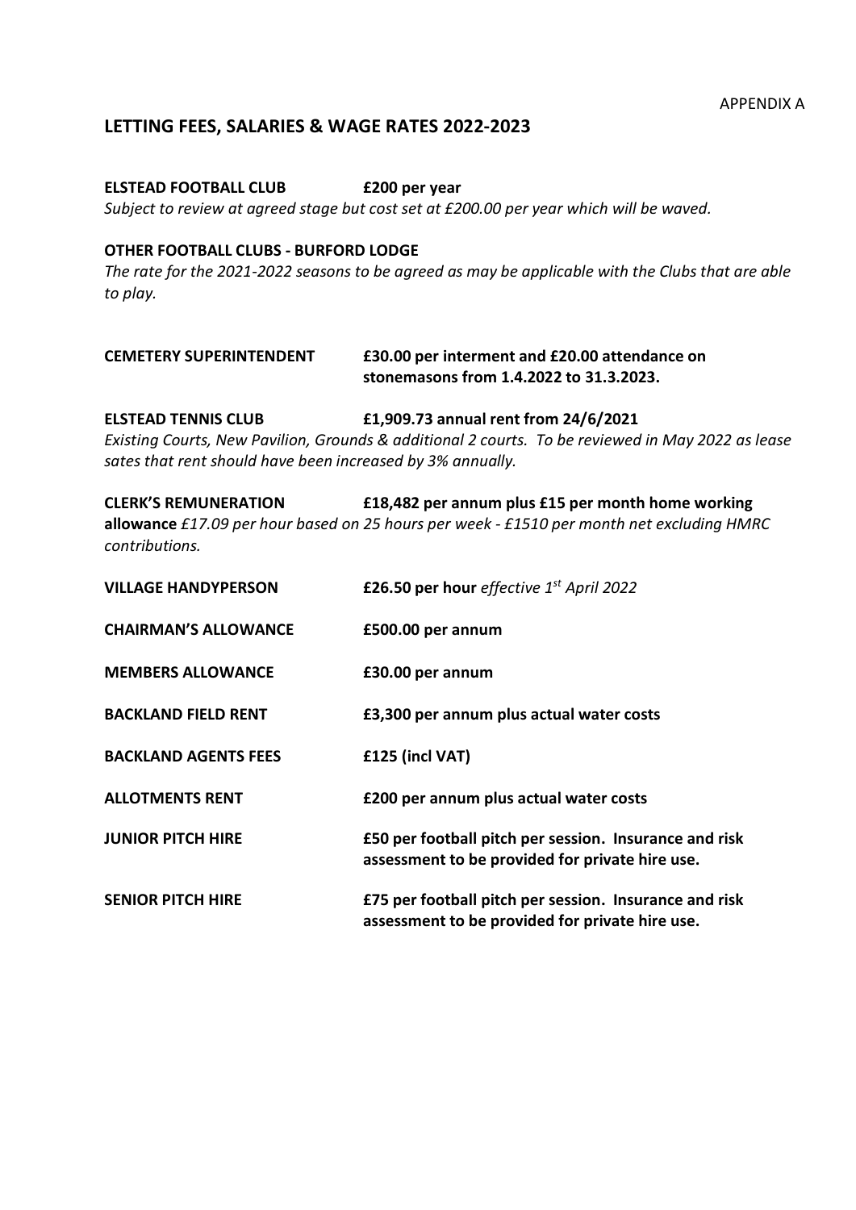APPENDIX A

## LETTING FEES, SALARIES & WAGE RATES 2022-2023

**ELSTEAD FOOTBALL CLUB** **£200 per year**

*Subject to review at agreed stage but cost set at £200.00 per year which will be waved.*

**OTHER FOOTBALL CLUBS - BURFORD LODGE**

*The rate for the 2021-2022 seasons to be agreed as may be applicable with the Clubs that are able to play.*

**CEMETERY SUPERINTENDENT** **£30.00 per interment and £20.00 attendance on stonemasons from 1.4.2022 to 31.3.2023.**

**ELSTEAD TENNIS CLUB** **£1,909.73 annual rent from 24/6/2021**

*Existing Courts, New Pavilion, Grounds & additional 2 courts. To be reviewed in May 2022 as lease sates that rent should have been increased by 3% annually.*

**CLERK'S REMUNERATION** **£18,482 per annum plus £15 per month home working allowance** *£17.09 per hour based on 25 hours per week - £1510 per month net excluding HMRC contributions.*

**VILLAGE HANDYPERSON** **£26.50 per hour** *effective 1st April 2022*

**CHAIRMAN'S ALLOWANCE** **£500.00 per annum**

**MEMBERS ALLOWANCE** **£30.00 per annum**

**BACKLAND FIELD RENT** **£3,300 per annum plus actual water costs**

**BACKLAND AGENTS FEES** **£125 (incl VAT)**

**ALLOTMENTS RENT** **£200 per annum plus actual water costs**

**JUNIOR PITCH HIRE** **£50 per football pitch per session. Insurance and risk assessment to be provided for private hire use.**

**SENIOR PITCH HIRE** **£75 per football pitch per session. Insurance and risk assessment to be provided for private hire use.**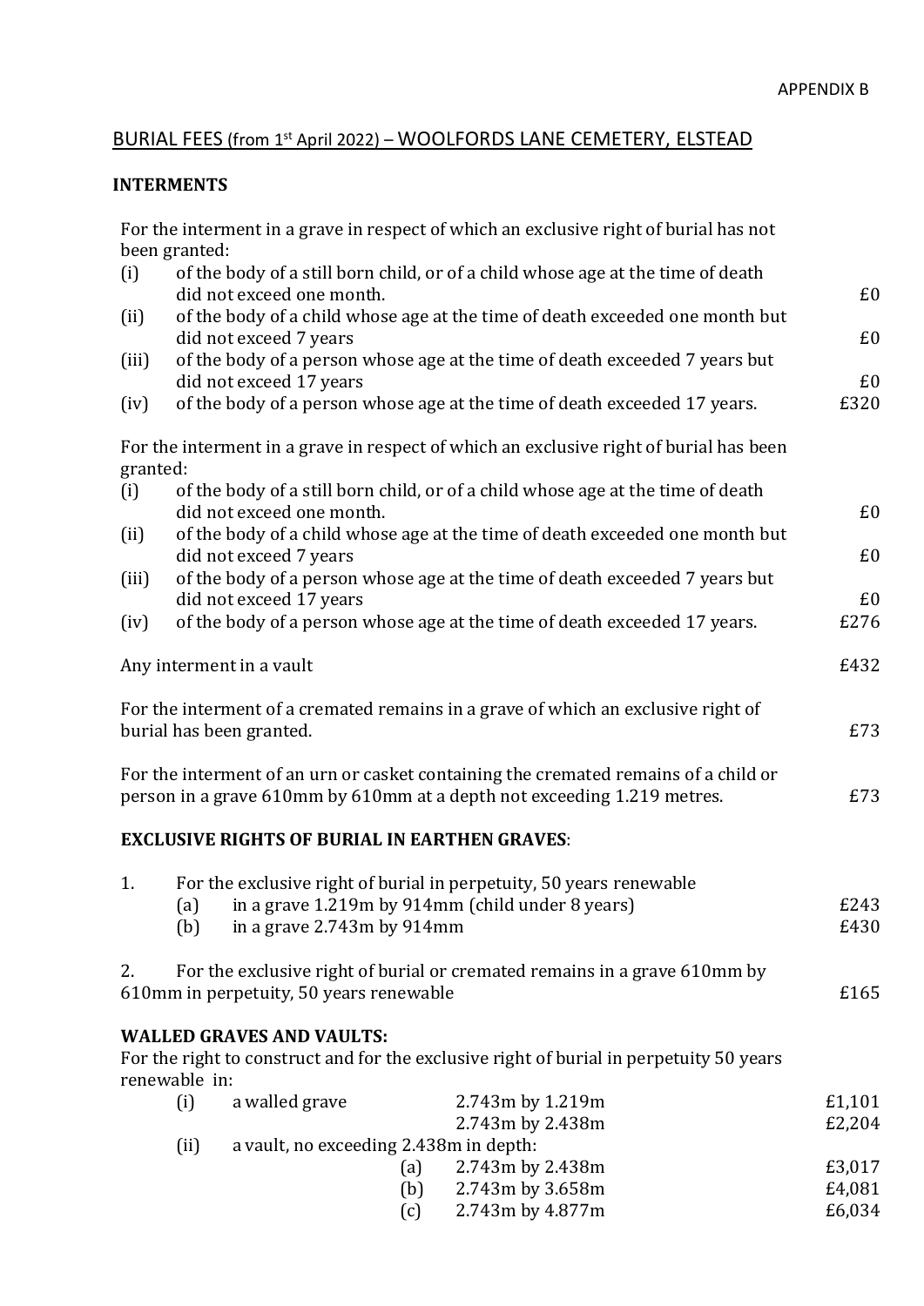APPENDIX B

## BURIAL FEES (from 1st April 2022) – WOOLFORDS LANE CEMETERY, ELSTEAD

### INTERMENTS

For the interment in a grave in respect of which an exclusive right of burial has not been granted:

| | | |
|---|---|---|
| (i) | of the body of a still born child, or of a child whose age at the time of death did not exceed one month. | £0 |
| (ii) | of the body of a child whose age at the time of death exceeded one month but did not exceed 7 years | £0 |
| (iii) | of the body of a person whose age at the time of death exceeded 7 years but did not exceed 17 years | £0 |
| (iv) | of the body of a person whose age at the time of death exceeded 17 years. | £320 |

For the interment in a grave in respect of which an exclusive right of burial has been granted:

| | | |
|---|---|---|
| (i) | of the body of a still born child, or of a child whose age at the time of death did not exceed one month. | £0 |
| (ii) | of the body of a child whose age at the time of death exceeded one month but did not exceed 7 years | £0 |
| (iii) | of the body of a person whose age at the time of death exceeded 7 years but did not exceed 17 years | £0 |
| (iv) | of the body of a person whose age at the time of death exceeded 17 years. | £276 |

Any interment in a vault — £432

For the interment of a cremated remains in a grave of which an exclusive right of burial has been granted. — £73

For the interment of an urn or casket containing the cremated remains of a child or person in a grave 610mm by 610mm at a depth not exceeding 1.219 metres. — £73

### EXCLUSIVE RIGHTS OF BURIAL IN EARTHEN GRAVES:

1. For the exclusive right of burial in perpetuity, 50 years renewable
   - (a) in a grave 1.219m by 914mm (child under 8 years) — £243
   - (b) in a grave 2.743m by 914mm — £430

2. For the exclusive right of burial or cremated remains in a grave 610mm by 610mm in perpetuity, 50 years renewable — £165

### WALLED GRAVES AND VAULTS:

For the right to construct and for the exclusive right of burial in perpetuity 50 years renewable in:

| | | | |
|---|---|---|---|
| (i) | a walled grave | 2.743m by 1.219m | £1,101 |
| | | 2.743m by 2.438m | £2,204 |
| (ii) | a vault, no exceeding 2.438m in depth: | | |
| | (a) | 2.743m by 2.438m | £3,017 |
| | (b) | 2.743m by 3.658m | £4,081 |
| | (c) | 2.743m by 4.877m | £6,034 |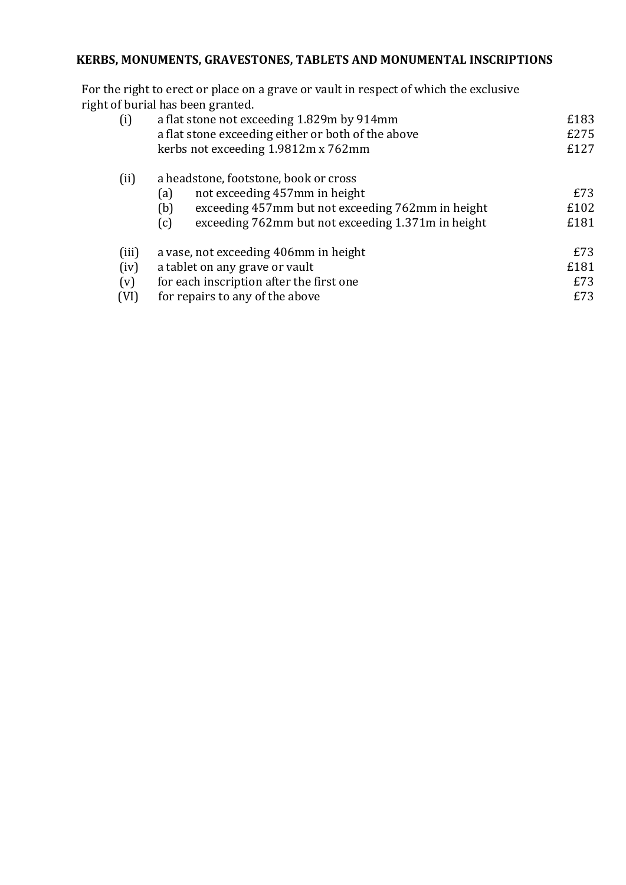**KERBS, MONUMENTS, GRAVESTONES, TABLETS AND MONUMENTAL INSCRIPTIONS**

For the right to erect or place on a grave or vault in respect of which the exclusive right of burial has been granted.

| | | | |
|---|---|---|---|
| (i) | a flat stone not exceeding 1.829m by 914mm | | £183 |
| | a flat stone exceeding either or both of the above | | £275 |
| | kerbs not exceeding 1.9812m x 762mm | | £127 |
| (ii) | a headstone, footstone, book or cross | | |
| | (a) | not exceeding 457mm in height | £73 |
| | (b) | exceeding 457mm but not exceeding 762mm in height | £102 |
| | (c) | exceeding 762mm but not exceeding 1.371m in height | £181 |
| (iii) | a vase, not exceeding 406mm in height | | £73 |
| (iv) | a tablet on any grave or vault | | £181 |
| (v) | for each inscription after the first one | | £73 |
| (VI) | for repairs to any of the above | | £73 |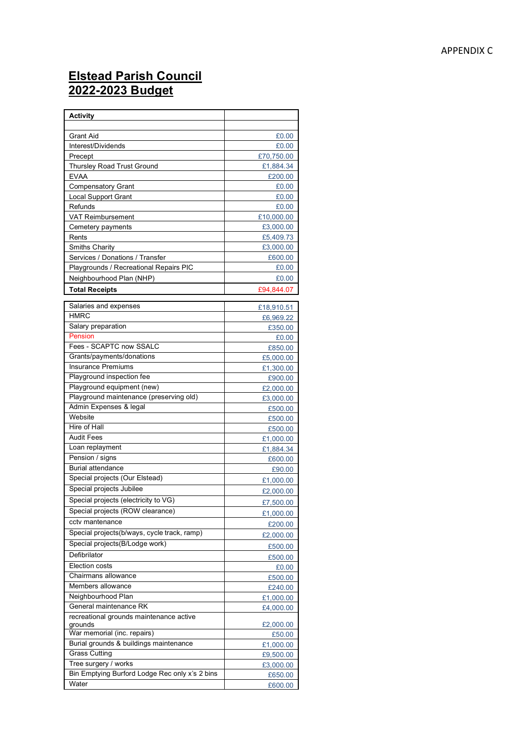APPENDIX C

# Elstead Parish Council
# 2022-2023 Budget

| Activity | |
|---|---|
| | |
| Grant Aid | £0.00 |
| Interest/Dividends | £0.00 |
| Precept | £70,750.00 |
| Thursley Road Trust Ground | £1,884.34 |
| EVAA | £200.00 |
| Compensatory Grant | £0.00 |
| Local Support Grant | £0.00 |
| Refunds | £0.00 |
| VAT Reimbursement | £10,000.00 |
| Cemetery payments | £3,000.00 |
| Rents | £5,409.73 |
| Smiths Charity | £3,000.00 |
| Services / Donations / Transfer | £600.00 |
| Playgrounds / Recreational Repairs PIC | £0.00 |
| Neighbourhood Plan (NHP) | £0.00 |
| **Total Receipts** | £94,844.07 |

| | |
|---|---|
| Salaries and expenses | £18,910.51 |
| HMRC | £6,969.22 |
| Salary preparation | £350.00 |
| Pension | £0.00 |
| Fees - SCAPTC now SSALC | £850.00 |
| Grants/payments/donations | £5,000.00 |
| Insurance Premiums | £1,300.00 |
| Playground inspection fee | £900.00 |
| Playground equipment (new) | £2,000.00 |
| Playground maintenance (preserving old) | £3,000.00 |
| Admin Expenses & legal | £500.00 |
| Website | £500.00 |
| Hire of Hall | £500.00 |
| Audit Fees | £1,000.00 |
| Loan replayment | £1,884.34 |
| Pension / signs | £600.00 |
| Burial attendance | £90.00 |
| Special projects (Our Elstead) | £1,000.00 |
| Special projects Jubilee | £2,000.00 |
| Special projects (electricity to VG) | £7,500.00 |
| Special projects (ROW clearance) | £1,000.00 |
| cctv mantenance | £200.00 |
| Special projects(b/ways, cycle track, ramp) | £2,000.00 |
| Special projects(B/Lodge work) | £500.00 |
| Defibrilator | £500.00 |
| Election costs | £0.00 |
| Chairmans allowance | £500.00 |
| Members allowance | £240.00 |
| Neighbourhood Plan | £1,000.00 |
| General maintenance RK | £4,000.00 |
| recreational grounds maintenance active grounds | £2,000.00 |
| War memorial (inc. repairs) | £50.00 |
| Burial grounds & buildings maintenance | £1,000.00 |
| Grass Cutting | £9,500.00 |
| Tree surgery / works | £3,000.00 |
| Bin Emptying Burford Lodge Rec only x's 2 bins | £650.00 |
| Water | £600.00 |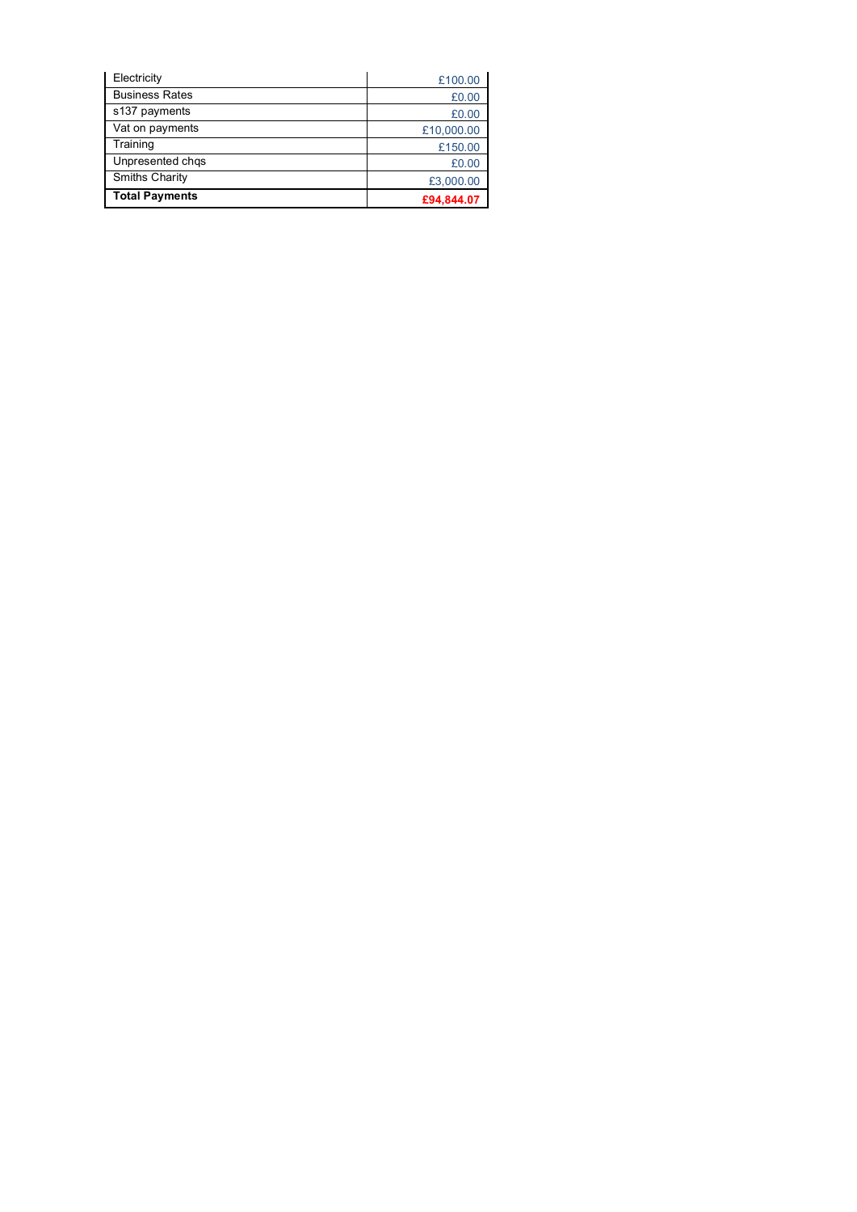| | |
|---|---|
| Electricity | £100.00 |
| Business Rates | £0.00 |
| s137 payments | £0.00 |
| Vat on payments | £10,000.00 |
| Training | £150.00 |
| Unpresented chqs | £0.00 |
| Smiths Charity | £3,000.00 |
| **Total Payments** | **£94,844.07** |